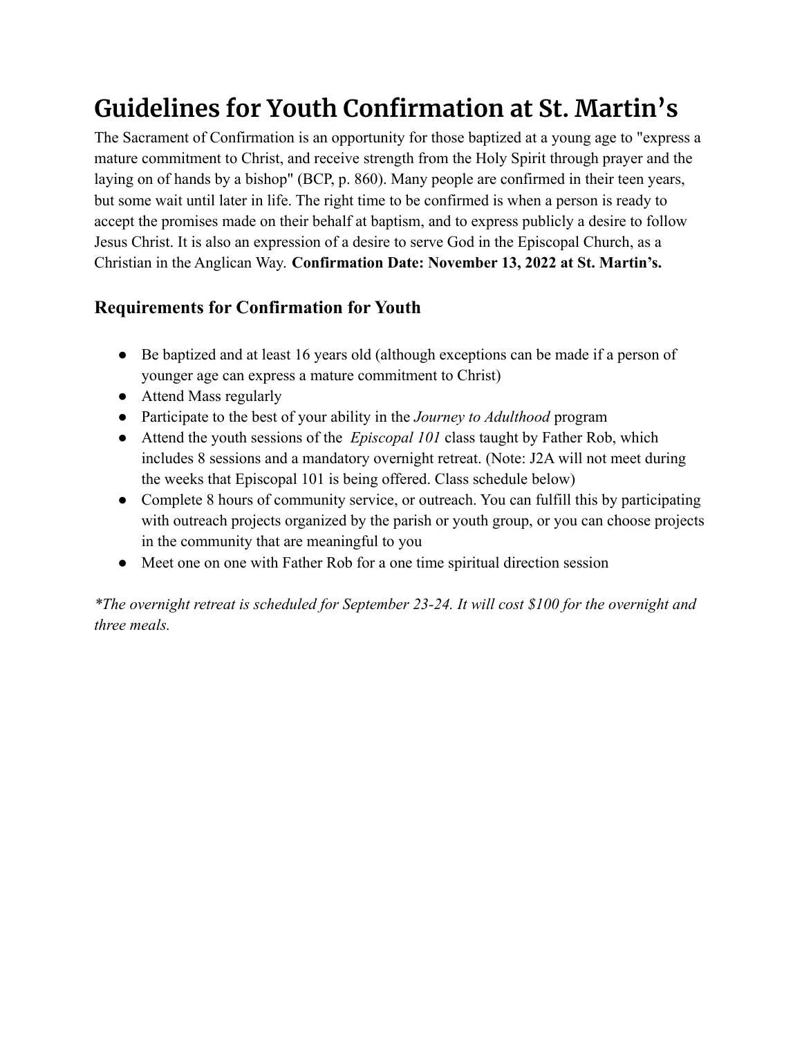# Guidelines for Youth Confirmation at St. Martin's

The Sacrament of Confirmation is an opportunity for those baptized at a young age to "express a mature commitment to Christ, and receive strength from the Holy Spirit through prayer and the laying on of hands by a bishop" (BCP, p. 860). Many people are confirmed in their teen years, but some wait until later in life. The right time to be confirmed is when a person is ready to accept the promises made on their behalf at baptism, and to express publicly a desire to follow Jesus Christ. It is also an expression of a desire to serve God in the Episcopal Church, as a Christian in the Anglican Way. **Confirmation Date: November 13, 2022 at St. Martin's.**

## Requirements for Confirmation for Youth

- Be baptized and at least 16 years old (although exceptions can be made if a person of younger age can express a mature commitment to Christ)
- Attend Mass regularly
- Participate to the best of your ability in the *Journey to Adulthood* program
- Attend the youth sessions of the *Episcopal 101* class taught by Father Rob, which includes 8 sessions and a mandatory overnight retreat. (Note: J2A will not meet during the weeks that Episcopal 101 is being offered. Class schedule below)
- Complete 8 hours of community service, or outreach. You can fulfill this by participating with outreach projects organized by the parish or youth group, or you can choose projects in the community that are meaningful to you
- Meet one on one with Father Rob for a one time spiritual direction session

*\*The overnight retreat is scheduled for September 23-24. It will cost $100 for the overnight and three meals.*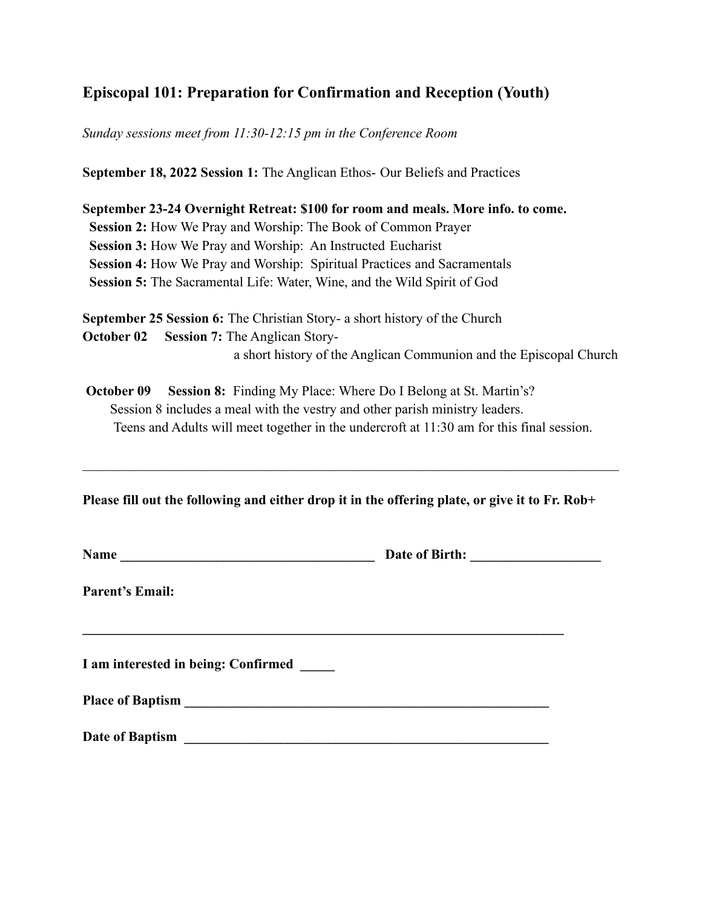## Episcopal 101: Preparation for Confirmation and Reception (Youth)

*Sunday sessions meet from 11:30-12:15 pm in the Conference Room*

**September 18, 2022 Session 1:** The Anglican Ethos- Our Beliefs and Practices

**September 23-24 Overnight Retreat: $100 for room and meals. More info. to come.**

**Session 2:** How We Pray and Worship: The Book of Common Prayer
**Session 3:** How We Pray and Worship: An Instructed Eucharist
**Session 4:** How We Pray and Worship: Spiritual Practices and Sacramentals
**Session 5:** The Sacramental Life: Water, Wine, and the Wild Spirit of God

**September 25 Session 6:** The Christian Story- a short history of the Church
**October 02 Session 7:** The Anglican Story- a short history of the Anglican Communion and the Episcopal Church

**October 09 Session 8:** Finding My Place: Where Do I Belong at St. Martin's?
Session 8 includes a meal with the vestry and other parish ministry leaders.
Teens and Adults will meet together in the undercroft at 11:30 am for this final session.

---

**Please fill out the following and either drop it in the offering plate, or give it to Fr. Rob+**

**Name** ______________________________________ **Date of Birth:** ___________________

**Parent's Email:**

__________________________________________________________________________

**I am interested in being: Confirmed** _____

**Place of Baptism** ________________________________________________________

**Date of Baptism** ________________________________________________________